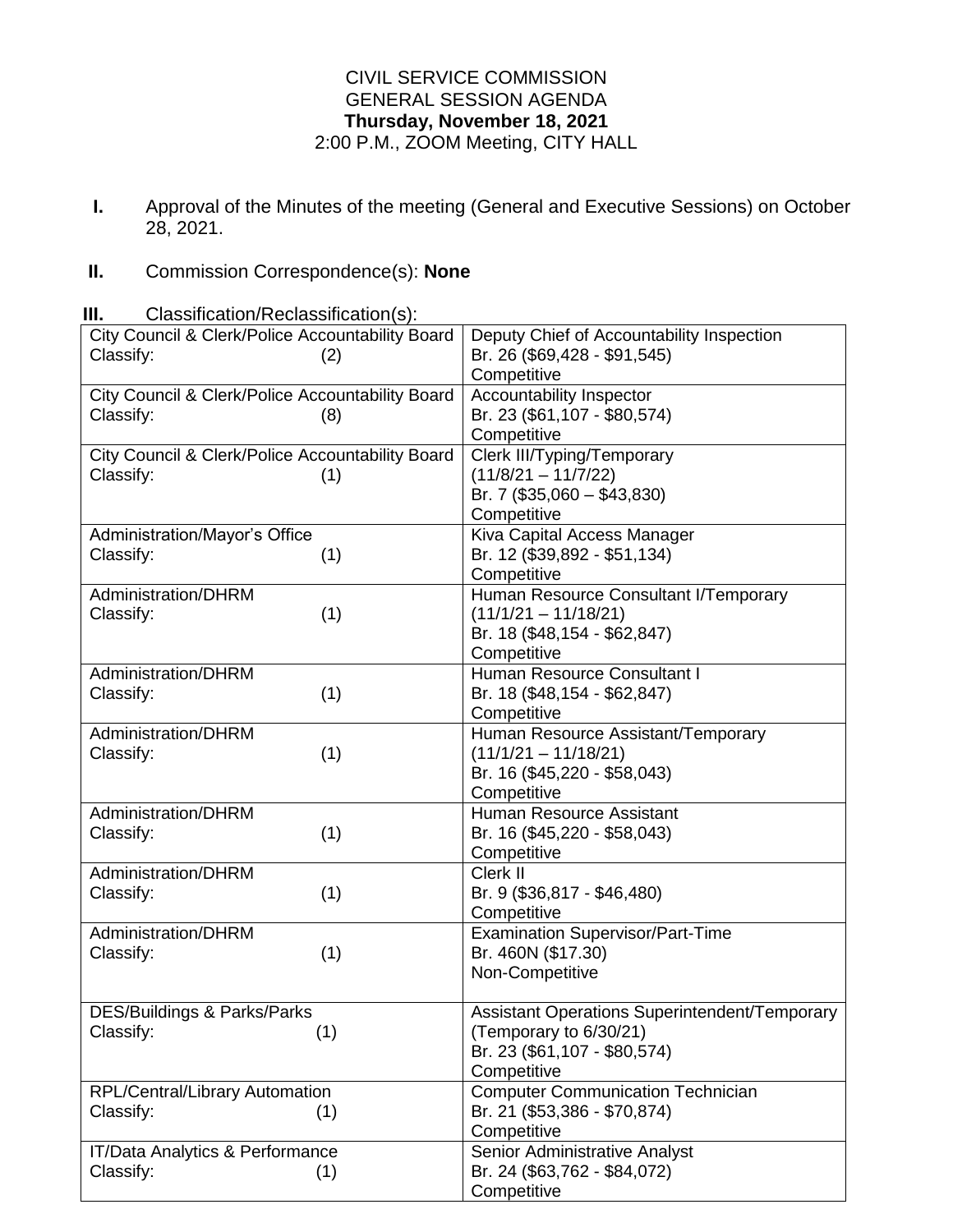CIVIL SERVICE COMMISSION
GENERAL SESSION AGENDA
**Thursday, November 18, 2021**
2:00 P.M., ZOOM Meeting, CITY HALL

**I.** Approval of the Minutes of the meeting (General and Executive Sessions) on October 28, 2021.

**II.** Commission Correspondence(s): **None**

**III.** Classification/Reclassification(s):

| Department / Action | Position |
|---|---|
| City Council & Clerk/Police Accountability Board<br>Classify: (2) | Deputy Chief of Accountability Inspection<br>Br. 26 ($69,428 - $91,545)<br>Competitive |
| City Council & Clerk/Police Accountability Board<br>Classify: (8) | Accountability Inspector<br>Br. 23 ($61,107 - $80,574)<br>Competitive |
| City Council & Clerk/Police Accountability Board<br>Classify: (1) | Clerk III/Typing/Temporary<br>(11/8/21 – 11/7/22)<br>Br. 7 ($35,060 – $43,830)<br>Competitive |
| Administration/Mayor's Office<br>Classify: (1) | Kiva Capital Access Manager<br>Br. 12 ($39,892 - $51,134)<br>Competitive |
| Administration/DHRM<br>Classify: (1) | Human Resource Consultant I/Temporary<br>(11/1/21 – 11/18/21)<br>Br. 18 ($48,154 - $62,847)<br>Competitive |
| Administration/DHRM<br>Classify: (1) | Human Resource Consultant I<br>Br. 18 ($48,154 - $62,847)<br>Competitive |
| Administration/DHRM<br>Classify: (1) | Human Resource Assistant/Temporary<br>(11/1/21 – 11/18/21)<br>Br. 16 ($45,220 - $58,043)<br>Competitive |
| Administration/DHRM<br>Classify: (1) | Human Resource Assistant<br>Br. 16 ($45,220 - $58,043)<br>Competitive |
| Administration/DHRM<br>Classify: (1) | Clerk II<br>Br. 9 ($36,817 - $46,480)<br>Competitive |
| Administration/DHRM<br>Classify: (1) | Examination Supervisor/Part-Time<br>Br. 460N ($17.30)<br>Non-Competitive |
| DES/Buildings & Parks/Parks<br>Classify: (1) | Assistant Operations Superintendent/Temporary<br>(Temporary to 6/30/21)<br>Br. 23 ($61,107 - $80,574)<br>Competitive |
| RPL/Central/Library Automation<br>Classify: (1) | Computer Communication Technician<br>Br. 21 ($53,386 - $70,874)<br>Competitive |
| IT/Data Analytics & Performance<br>Classify: (1) | Senior Administrative Analyst<br>Br. 24 ($63,762 - $84,072)<br>Competitive |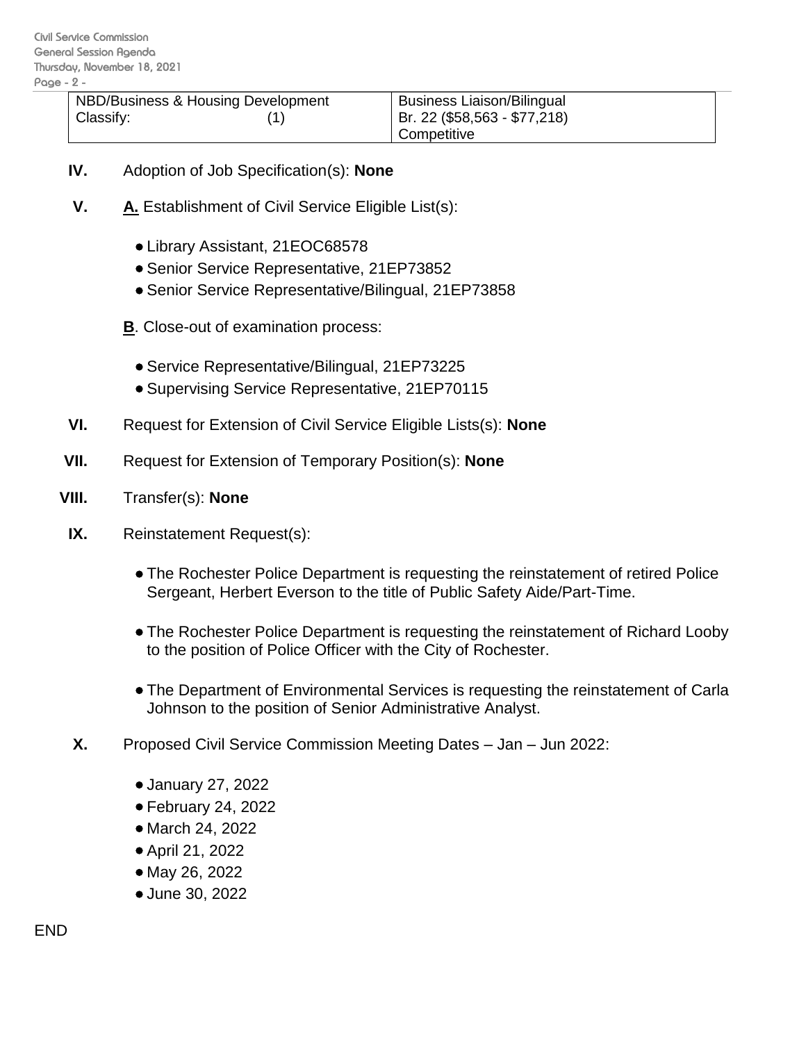| | |
|---|---|
| NBD/Business & Housing Development<br>Classify: (1) | Business Liaison/Bilingual<br>Br. 22 ($58,563 - $77,218)<br>Competitive |

**IV.** Adoption of Job Specification(s): **None**

**V.** **A.** Establishment of Civil Service Eligible List(s):

- Library Assistant, 21EOC68578
- Senior Service Representative, 21EP73852
- Senior Service Representative/Bilingual, 21EP73858

**B**. Close-out of examination process:

- Service Representative/Bilingual, 21EP73225
- Supervising Service Representative, 21EP70115

**VI.** Request for Extension of Civil Service Eligible Lists(s): **None**

**VII.** Request for Extension of Temporary Position(s): **None**

**VIII.** Transfer(s): **None**

**IX.** Reinstatement Request(s):

- The Rochester Police Department is requesting the reinstatement of retired Police Sergeant, Herbert Everson to the title of Public Safety Aide/Part-Time.
- The Rochester Police Department is requesting the reinstatement of Richard Looby to the position of Police Officer with the City of Rochester.
- The Department of Environmental Services is requesting the reinstatement of Carla Johnson to the position of Senior Administrative Analyst.

**X.** Proposed Civil Service Commission Meeting Dates – Jan – Jun 2022:

- January 27, 2022
- February 24, 2022
- March 24, 2022
- April 21, 2022
- May 26, 2022
- June 30, 2022

END